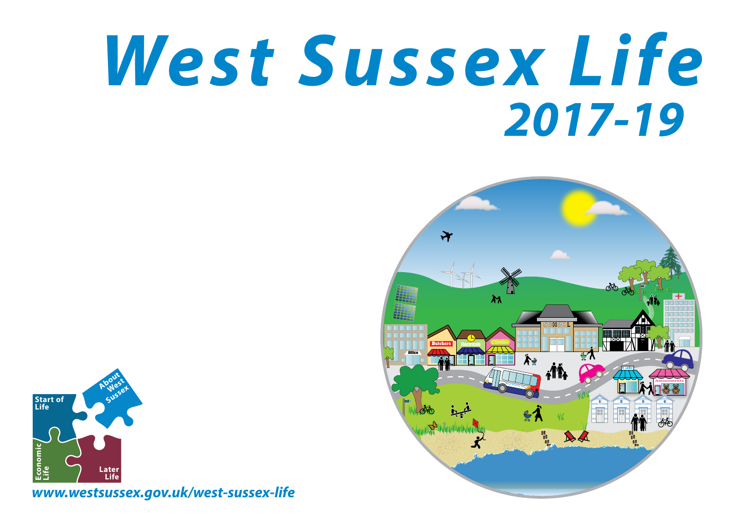# West Sussex Life

## 2017-19

Start of Life

About West Sussex

Economic Life

Later Life

*www.westsussex.gov.uk/west-sussex-life*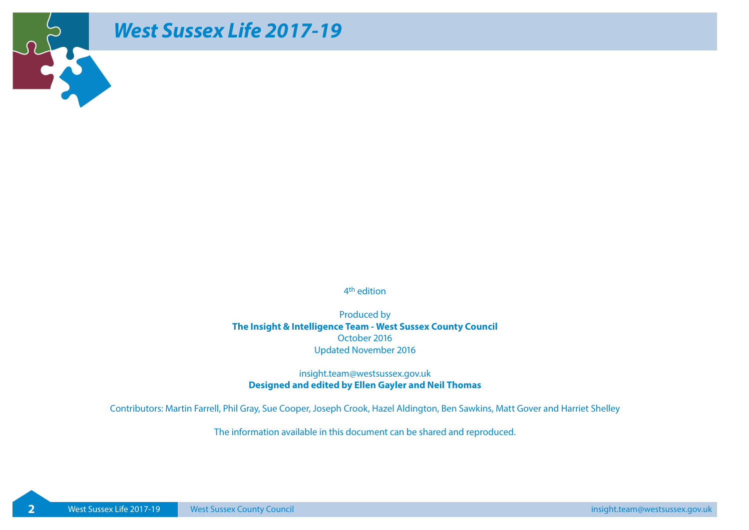# West Sussex Life 2017-19

4th edition

Produced by
**The Insight & Intelligence Team - West Sussex County Council**
October 2016
Updated November 2016

insight.team@westsussex.gov.uk
**Designed and edited by Ellen Gayler and Neil Thomas**

Contributors: Martin Farrell, Phil Gray, Sue Cooper, Joseph Crook, Hazel Aldington, Ben Sawkins, Matt Gover and Harriet Shelley

The information available in this document can be shared and reproduced.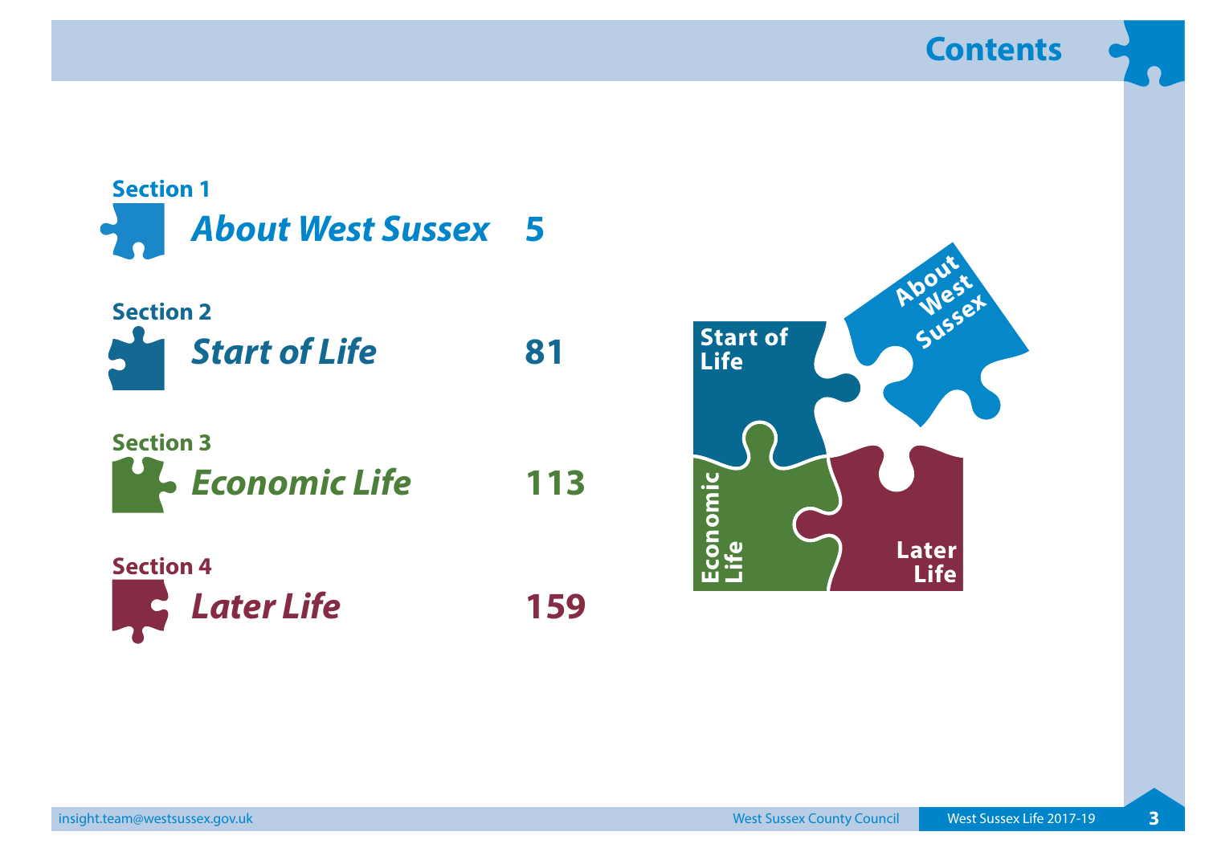# Contents

**Section 1**
***About West Sussex*** **5**

**Section 2**
***Start of Life*** **81**

**Section 3**
***Economic Life*** **113**

**Section 4**
***Later Life*** **159**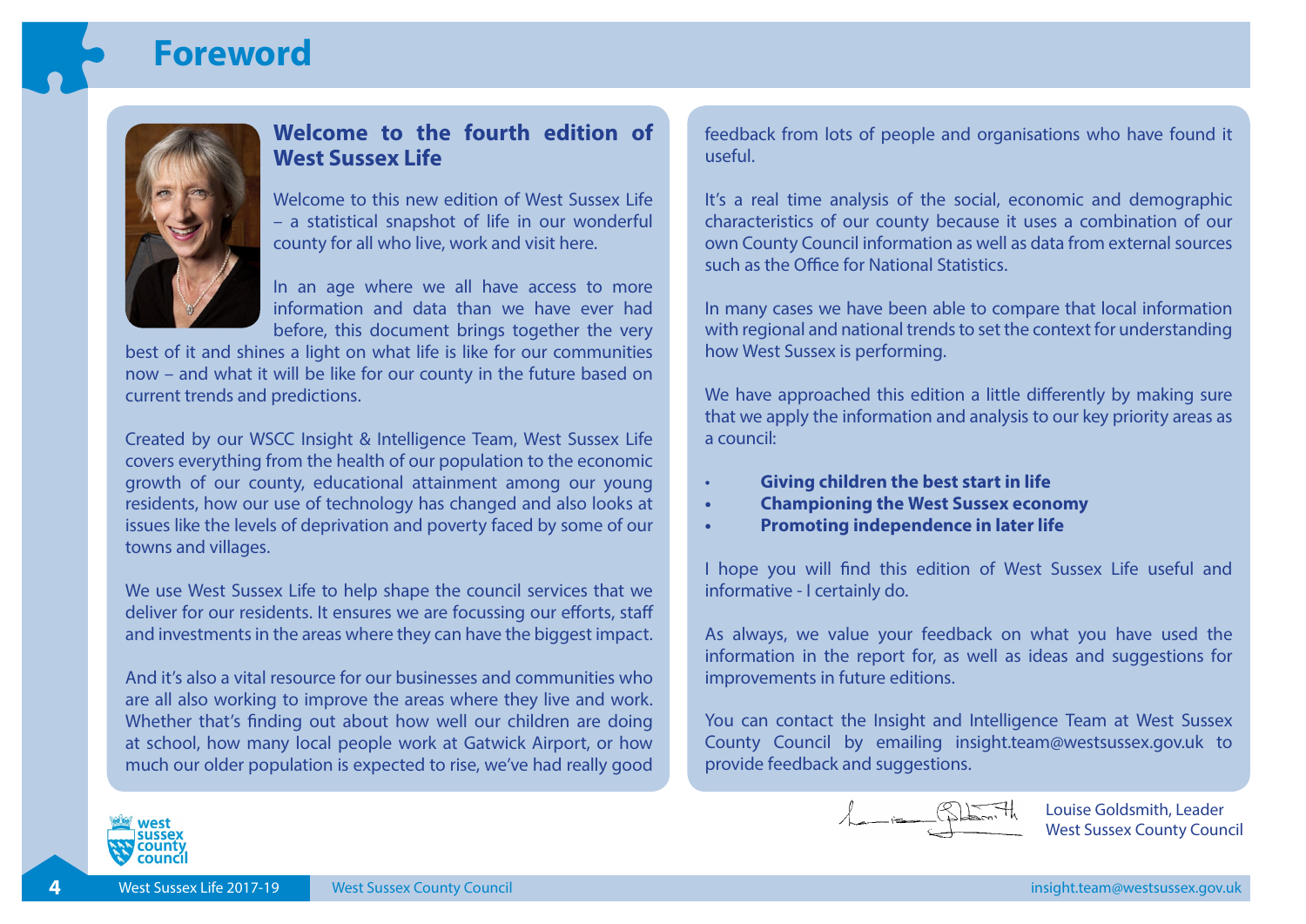# Foreword

## Welcome to the fourth edition of West Sussex Life

Welcome to this new edition of West Sussex Life – a statistical snapshot of life in our wonderful county for all who live, work and visit here.

In an age where we all have access to more information and data than we have ever had before, this document brings together the very best of it and shines a light on what life is like for our communities now – and what it will be like for our county in the future based on current trends and predictions.

Created by our WSCC Insight & Intelligence Team, West Sussex Life covers everything from the health of our population to the economic growth of our county, educational attainment among our young residents, how our use of technology has changed and also looks at issues like the levels of deprivation and poverty faced by some of our towns and villages.

We use West Sussex Life to help shape the council services that we deliver for our residents. It ensures we are focussing our efforts, staff and investments in the areas where they can have the biggest impact.

And it's also a vital resource for our businesses and communities who are all also working to improve the areas where they live and work. Whether that's finding out about how well our children are doing at school, how many local people work at Gatwick Airport, or how much our older population is expected to rise, we've had really good feedback from lots of people and organisations who have found it useful.

It's a real time analysis of the social, economic and demographic characteristics of our county because it uses a combination of our own County Council information as well as data from external sources such as the Office for National Statistics.

In many cases we have been able to compare that local information with regional and national trends to set the context for understanding how West Sussex is performing.

We have approached this edition a little differently by making sure that we apply the information and analysis to our key priority areas as a council:

- **Giving children the best start in life**
- **Championing the West Sussex economy**
- **Promoting independence in later life**

I hope you will find this edition of West Sussex Life useful and informative - I certainly do.

As always, we value your feedback on what you have used the information in the report for, as well as ideas and suggestions for improvements in future editions.

You can contact the Insight and Intelligence Team at West Sussex County Council by emailing insight.team@westsussex.gov.uk to provide feedback and suggestions.

Louise Goldsmith, Leader
West Sussex County Council